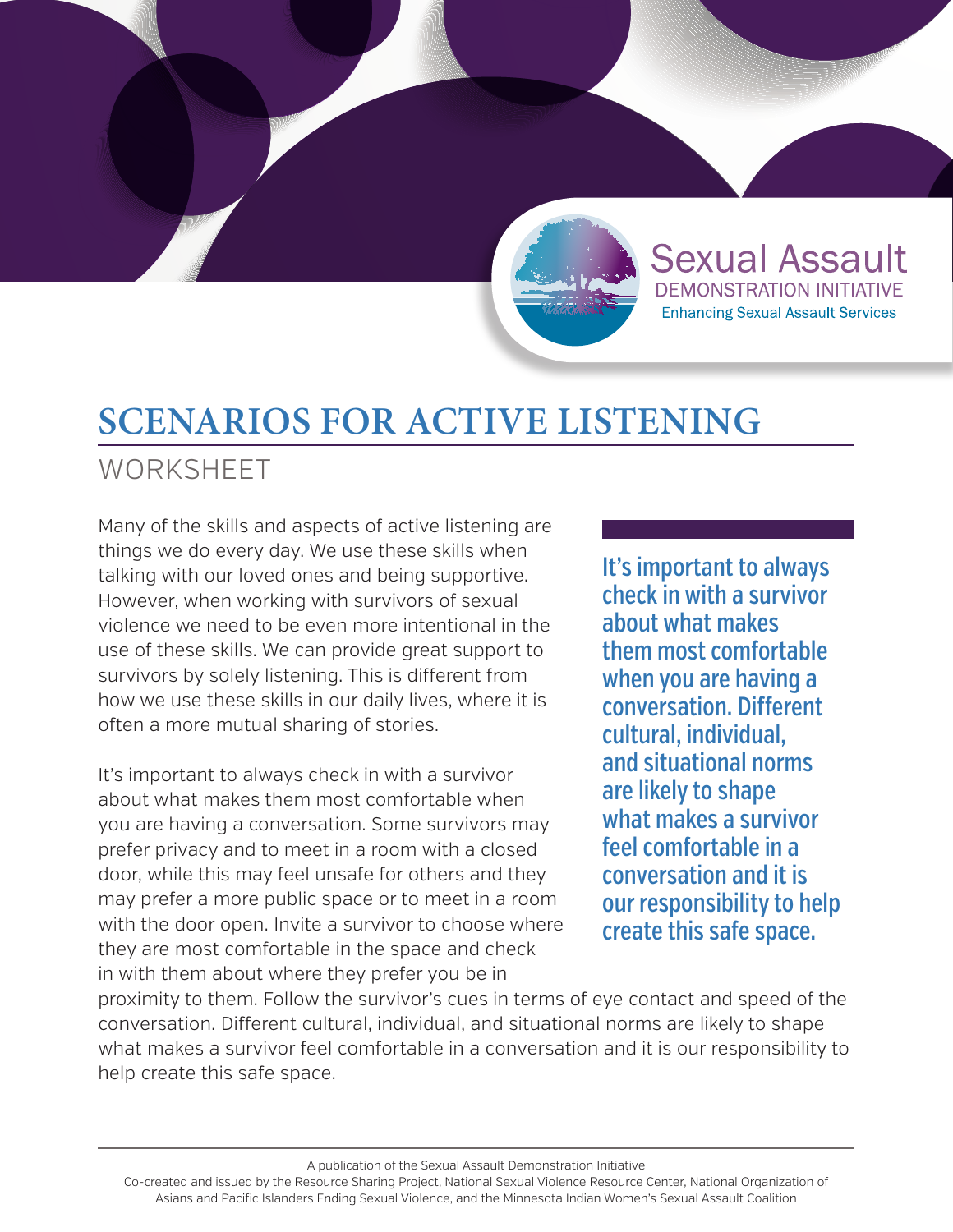Sexual Assault DEMONSTRATION INITIATIVE
Enhancing Sexual Assault Services

# SCENARIOS FOR ACTIVE LISTENING

## WORKSHEET

Many of the skills and aspects of active listening are things we do every day. We use these skills when talking with our loved ones and being supportive. However, when working with survivors of sexual violence we need to be even more intentional in the use of these skills. We can provide great support to survivors by solely listening. This is different from how we use these skills in our daily lives, where it is often a more mutual sharing of stories.

> It's important to always check in with a survivor about what makes them most comfortable when you are having a conversation. Different cultural, individual, and situational norms are likely to shape what makes a survivor feel comfortable in a conversation and it is our responsibility to help create this safe space.

It's important to always check in with a survivor about what makes them most comfortable when you are having a conversation. Some survivors may prefer privacy and to meet in a room with a closed door, while this may feel unsafe for others and they may prefer a more public space or to meet in a room with the door open. Invite a survivor to choose where they are most comfortable in the space and check in with them about where they prefer you be in proximity to them. Follow the survivor's cues in terms of eye contact and speed of the conversation. Different cultural, individual, and situational norms are likely to shape what makes a survivor feel comfortable in a conversation and it is our responsibility to help create this safe space.

A publication of the Sexual Assault Demonstration Initiative
Co-created and issued by the Resource Sharing Project, National Sexual Violence Resource Center, National Organization of Asians and Pacific Islanders Ending Sexual Violence, and the Minnesota Indian Women's Sexual Assault Coalition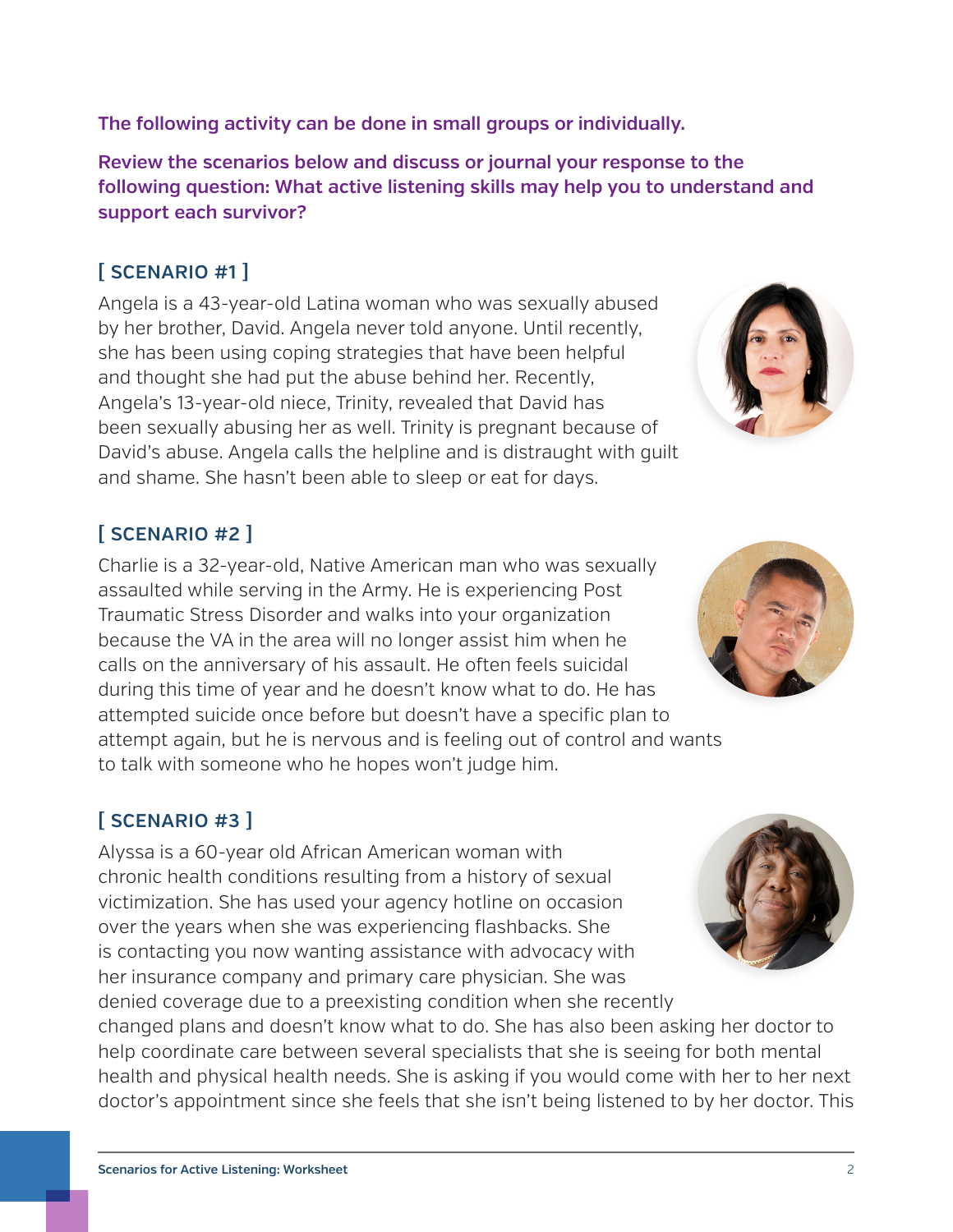**The following activity can be done in small groups or individually.**

**Review the scenarios below and discuss or journal your response to the following question: What active listening skills may help you to understand and support each survivor?**

## [ SCENARIO #1 ]

Angela is a 43-year-old Latina woman who was sexually abused by her brother, David. Angela never told anyone. Until recently, she has been using coping strategies that have been helpful and thought she had put the abuse behind her. Recently, Angela's 13-year-old niece, Trinity, revealed that David has been sexually abusing her as well. Trinity is pregnant because of David's abuse. Angela calls the helpline and is distraught with guilt and shame. She hasn't been able to sleep or eat for days.

## [ SCENARIO #2 ]

Charlie is a 32-year-old, Native American man who was sexually assaulted while serving in the Army. He is experiencing Post Traumatic Stress Disorder and walks into your organization because the VA in the area will no longer assist him when he calls on the anniversary of his assault. He often feels suicidal during this time of year and he doesn't know what to do. He has attempted suicide once before but doesn't have a specific plan to attempt again, but he is nervous and is feeling out of control and wants to talk with someone who he hopes won't judge him.

## [ SCENARIO #3 ]

Alyssa is a 60-year old African American woman with chronic health conditions resulting from a history of sexual victimization. She has used your agency hotline on occasion over the years when she was experiencing flashbacks. She is contacting you now wanting assistance with advocacy with her insurance company and primary care physician. She was denied coverage due to a preexisting condition when she recently changed plans and doesn't know what to do. She has also been asking her doctor to help coordinate care between several specialists that she is seeing for both mental health and physical health needs. She is asking if you would come with her to her next doctor's appointment since she feels that she isn't being listened to by her doctor. This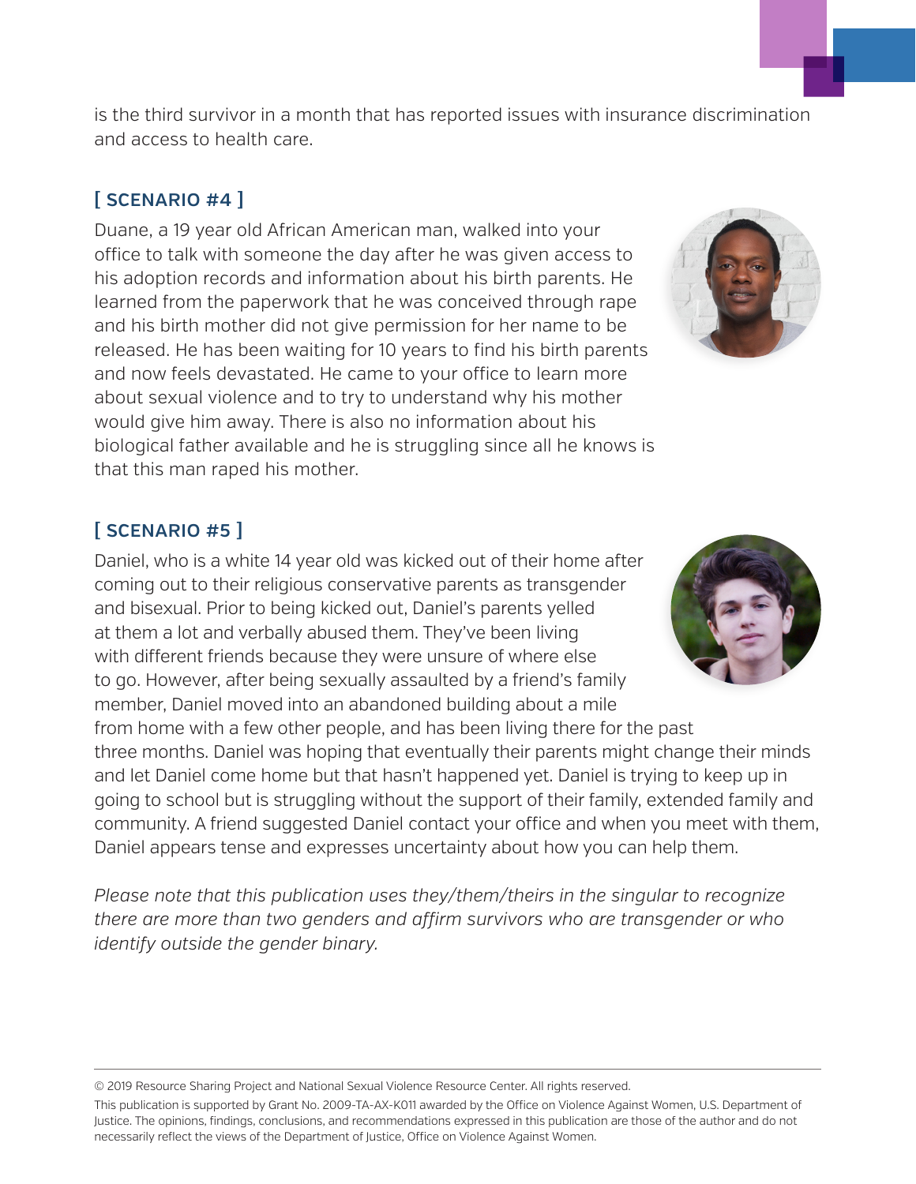is the third survivor in a month that has reported issues with insurance discrimination and access to health care.

### [ SCENARIO #4 ]

Duane, a 19 year old African American man, walked into your office to talk with someone the day after he was given access to his adoption records and information about his birth parents. He learned from the paperwork that he was conceived through rape and his birth mother did not give permission for her name to be released. He has been waiting for 10 years to find his birth parents and now feels devastated. He came to your office to learn more about sexual violence and to try to understand why his mother would give him away. There is also no information about his biological father available and he is struggling since all he knows is that this man raped his mother.

### [ SCENARIO #5 ]

Daniel, who is a white 14 year old was kicked out of their home after coming out to their religious conservative parents as transgender and bisexual. Prior to being kicked out, Daniel's parents yelled at them a lot and verbally abused them. They've been living with different friends because they were unsure of where else to go. However, after being sexually assaulted by a friend's family member, Daniel moved into an abandoned building about a mile from home with a few other people, and has been living there for the past three months. Daniel was hoping that eventually their parents might change their minds and let Daniel come home but that hasn't happened yet. Daniel is trying to keep up in going to school but is struggling without the support of their family, extended family and community. A friend suggested Daniel contact your office and when you meet with them, Daniel appears tense and expresses uncertainty about how you can help them.

*Please note that this publication uses they/them/theirs in the singular to recognize there are more than two genders and affirm survivors who are transgender or who identify outside the gender binary.*

© 2019 Resource Sharing Project and National Sexual Violence Resource Center. All rights reserved.

This publication is supported by Grant No. 2009-TA-AX-K011 awarded by the Office on Violence Against Women, U.S. Department of Justice. The opinions, findings, conclusions, and recommendations expressed in this publication are those of the author and do not necessarily reflect the views of the Department of Justice, Office on Violence Against Women.